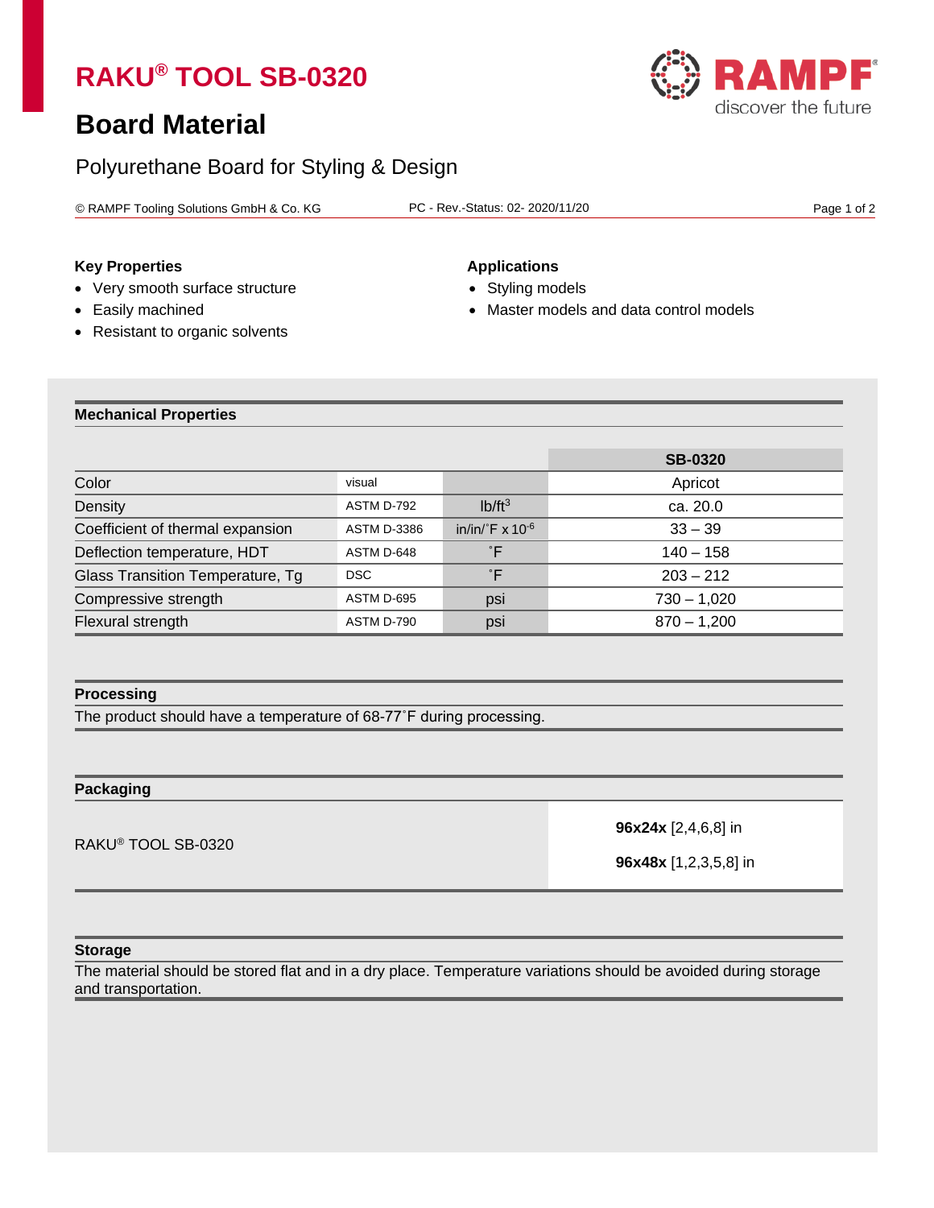# RAKU® TOOL SB-0320

## Board Material

Polyurethane Board for Styling & Design

© RAMPF Tooling Solutions GmbH & Co. KG PC - Rev.-Status: 02- 2020/11/20

**Key Properties**

- Very smooth surface structure
- Easily machined
- Resistant to organic solvents

**Applications**

- Styling models
- Master models and data control models

### Mechanical Properties

| | | | SB-0320 |
|---|---|---|---|
| Color | visual | | Apricot |
| Density | ASTM D-792 | $lb/ft^3$ | ca. 20.0 |
| Coefficient of thermal expansion | ASTM D-3386 | in/in/˚F x $10^{-6}$ | 33 – 39 |
| Deflection temperature, HDT | ASTM D-648 | ˚F | 140 – 158 |
| Glass Transition Temperature, Tg | DSC | ˚F | 203 – 212 |
| Compressive strength | ASTM D-695 | psi | 730 – 1,020 |
| Flexural strength | ASTM D-790 | psi | 870 – 1,200 |

### Processing

The product should have a temperature of 68-77˚F during processing.

### Packaging

| | |
|---|---|
| RAKU® TOOL SB-0320 | **96x24x** [2,4,6,8] in<br>**96x48x** [1,2,3,5,8] in |

### Storage

The material should be stored flat and in a dry place. Temperature variations should be avoided during storage and transportation.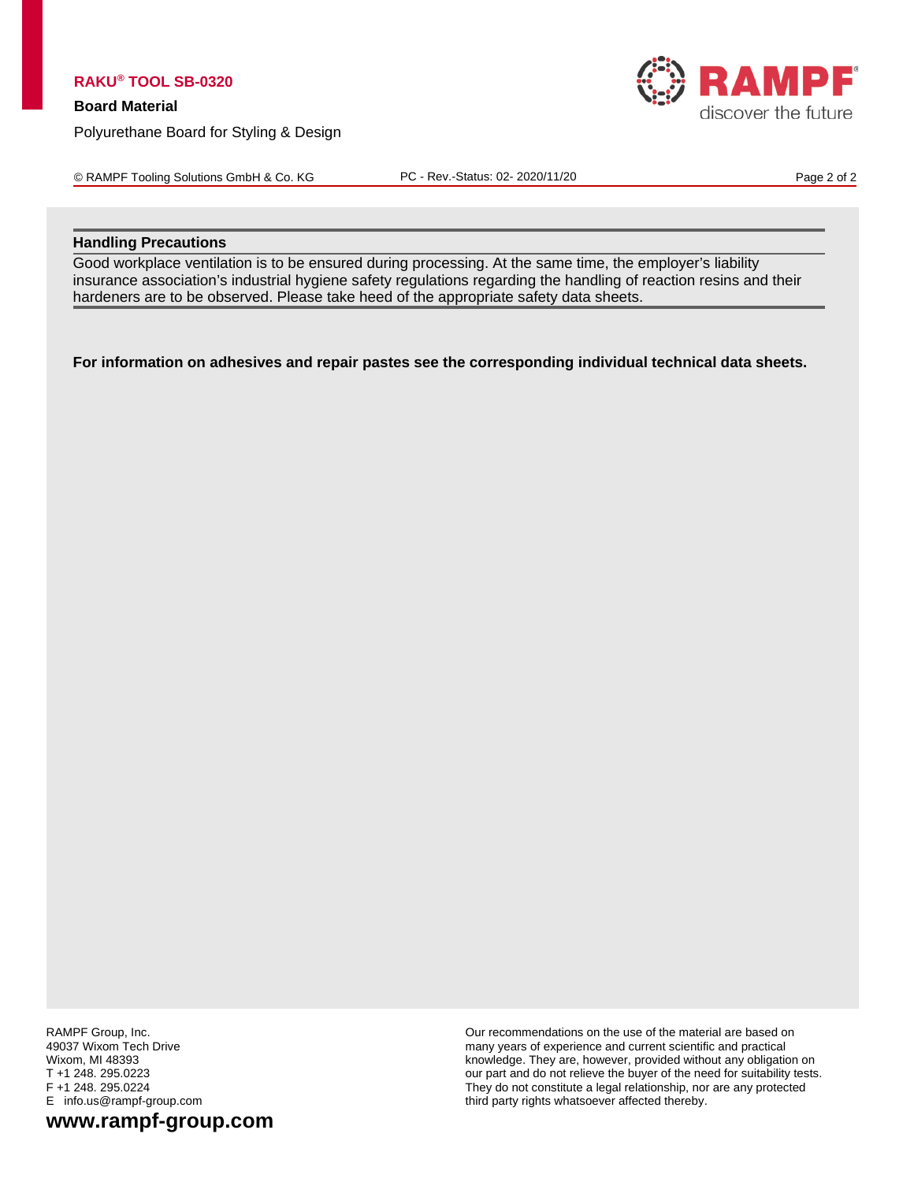## Handling Precautions

Good workplace ventilation is to be ensured during processing. At the same time, the employer's liability insurance association's industrial hygiene safety regulations regarding the handling of reaction resins and their hardeners are to be observed. Please take heed of the appropriate safety data sheets.

**For information on adhesives and repair pastes see the corresponding individual technical data sheets.**

RAMPF Group, Inc.
49037 Wixom Tech Drive
Wixom, MI 48393
T +1 248. 295.0223
F +1 248. 295.0224
E info.us@rampf-group.com

**www.rampf-group.com**

Our recommendations on the use of the material are based on many years of experience and current scientific and practical knowledge. They are, however, provided without any obligation on our part and do not relieve the buyer of the need for suitability tests. They do not constitute a legal relationship, nor are any protected third party rights whatsoever affected thereby.